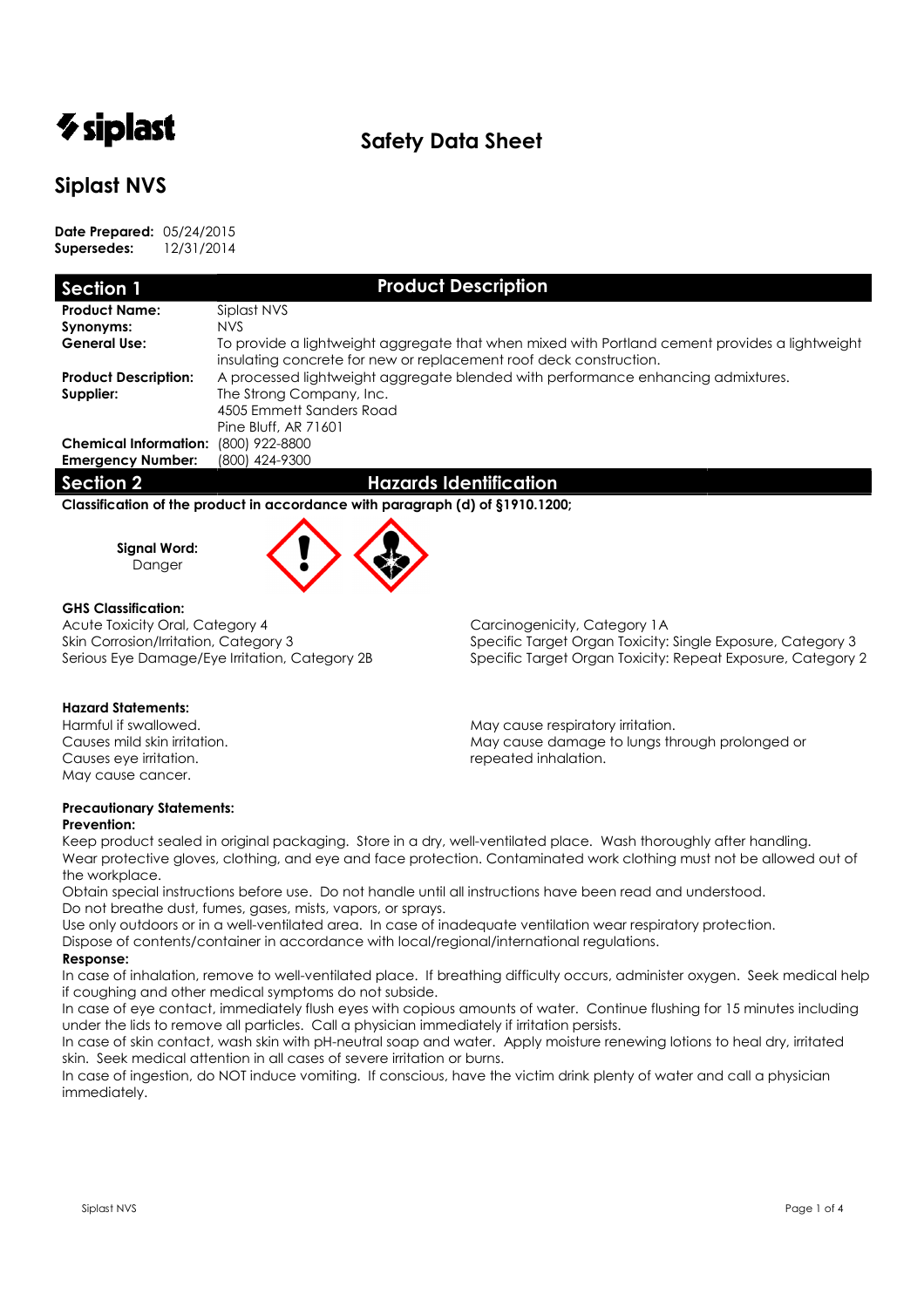siplast

# Safety Data Sheet

## Siplast NVS

**Date Prepared:** 05/24/2015
**Supersedes:** 12/31/2014

## Section 1 — Product Description

| | |
|---|---|
| **Product Name:** | Siplast NVS |
| **Synonyms:** | NVS |
| **General Use:** | To provide a lightweight aggregate that when mixed with Portland cement provides a lightweight insulating concrete for new or replacement roof deck construction. |
| **Product Description:** | A processed lightweight aggregate blended with performance enhancing admixtures. |
| **Supplier:** | The Strong Company, Inc.<br>4505 Emmett Sanders Road<br>Pine Bluff, AR 71601 |
| **Chemical Information:** | (800) 922-8800 |
| **Emergency Number:** | (800) 424-9300 |

## Section 2 — Hazards Identification

**Classification of the product in accordance with paragraph (d) of §1910.1200;**

**Signal Word:**
Danger

**GHS Classification:**

Acute Toxicity Oral, Category 4
Skin Corrosion/Irritation, Category 3
Serious Eye Damage/Eye Irritation, Category 2B
Carcinogenicity, Category 1A
Specific Target Organ Toxicity: Single Exposure, Category 3
Specific Target Organ Toxicity: Repeat Exposure, Category 2

**Hazard Statements:**

Harmful if swallowed.
Causes mild skin irritation.
Causes eye irritation.
May cause cancer.
May cause respiratory irritation.
May cause damage to lungs through prolonged or repeated inhalation.

**Precautionary Statements:**

**Prevention:**

Keep product sealed in original packaging. Store in a dry, well-ventilated place. Wash thoroughly after handling.
Wear protective gloves, clothing, and eye and face protection. Contaminated work clothing must not be allowed out of the workplace.
Obtain special instructions before use. Do not handle until all instructions have been read and understood.
Do not breathe dust, fumes, gases, mists, vapors, or sprays.
Use only outdoors or in a well-ventilated area. In case of inadequate ventilation wear respiratory protection.
Dispose of contents/container in accordance with local/regional/international regulations.

**Response:**

In case of inhalation, remove to well-ventilated place. If breathing difficulty occurs, administer oxygen. Seek medical help if coughing and other medical symptoms do not subside.
In case of eye contact, immediately flush eyes with copious amounts of water. Continue flushing for 15 minutes including under the lids to remove all particles. Call a physician immediately if irritation persists.
In case of skin contact, wash skin with pH-neutral soap and water. Apply moisture renewing lotions to heal dry, irritated skin. Seek medical attention in all cases of severe irritation or burns.
In case of ingestion, do NOT induce vomiting. If conscious, have the victim drink plenty of water and call a physician immediately.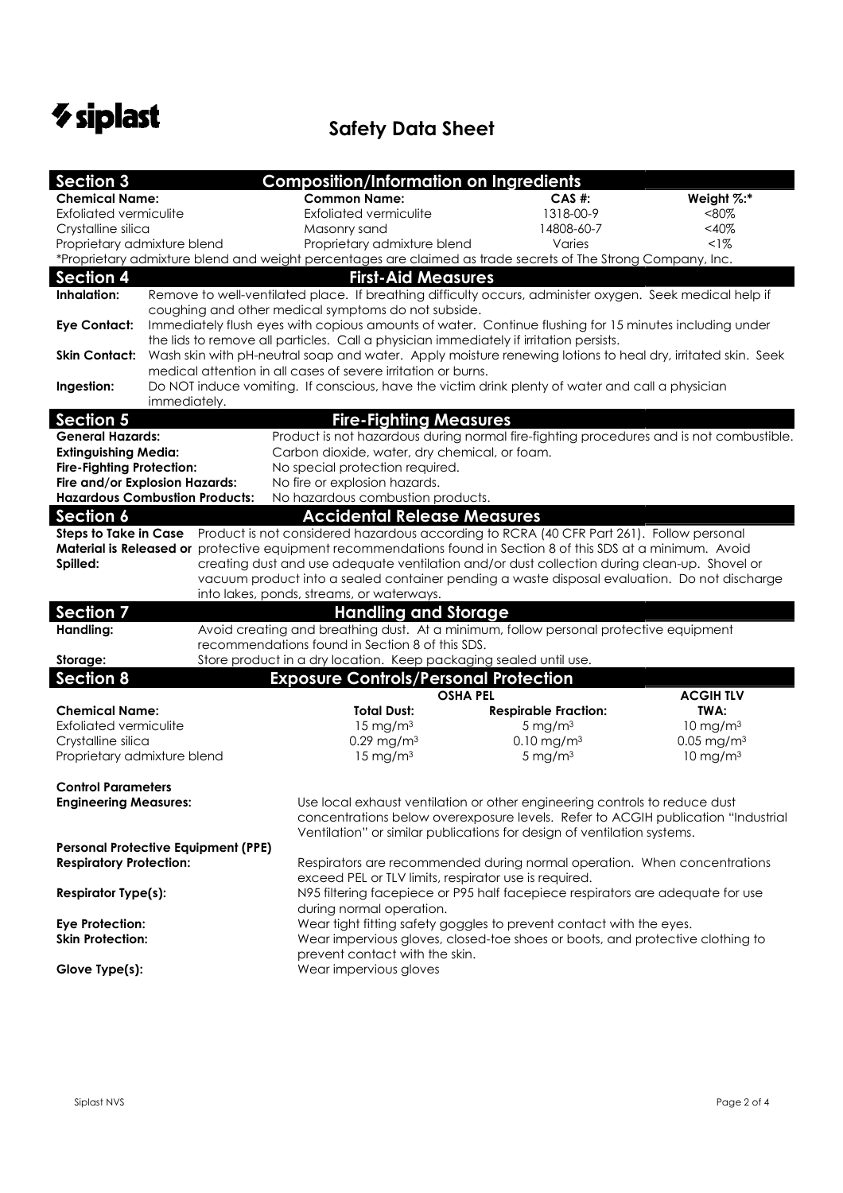# Safety Data Sheet

## Section 3 Composition/Information on Ingredients

| Chemical Name: | Common Name: | CAS #: | Weight %:* |
|---|---|---|---|
| Exfoliated vermiculite | Exfoliated vermiculite | 1318-00-9 | <80% |
| Crystalline silica | Masonry sand | 14808-60-7 | <40% |
| Proprietary admixture blend | Proprietary admixture blend | Varies | <1% |

*Proprietary admixture blend and weight percentages are claimed as trade secrets of The Strong Company, Inc.

## Section 4 First-Aid Measures

**Inhalation:** Remove to well-ventilated place. If breathing difficulty occurs, administer oxygen. Seek medical help if coughing and other medical symptoms do not subside.

**Eye Contact:** Immediately flush eyes with copious amounts of water. Continue flushing for 15 minutes including under the lids to remove all particles. Call a physician immediately if irritation persists.

**Skin Contact:** Wash skin with pH-neutral soap and water. Apply moisture renewing lotions to heal dry, irritated skin. Seek medical attention in all cases of severe irritation or burns.

**Ingestion:** Do NOT induce vomiting. If conscious, have the victim drink plenty of water and call a physician immediately.

## Section 5 Fire-Fighting Measures

**General Hazards:** Product is not hazardous during normal fire-fighting procedures and is not combustible.

**Extinguishing Media:** Carbon dioxide, water, dry chemical, or foam.

**Fire-Fighting Protection:** No special protection required.

**Fire and/or Explosion Hazards:** No fire or explosion hazards.

**Hazardous Combustion Products:** No hazardous combustion products.

## Section 6 Accidental Release Measures

**Steps to Take in Case Material is Released or Spilled:** Product is not considered hazardous according to RCRA (40 CFR Part 261). Follow personal protective equipment recommendations found in Section 8 of this SDS at a minimum. Avoid creating dust and use adequate ventilation and/or dust collection during clean-up. Shovel or vacuum product into a sealed container pending a waste disposal evaluation. Do not discharge into lakes, ponds, streams, or waterways.

## Section 7 Handling and Storage

**Handling:** Avoid creating and breathing dust. At a minimum, follow personal protective equipment recommendations found in Section 8 of this SDS.

**Storage:** Store product in a dry location. Keep packaging sealed until use.

## Section 8 Exposure Controls/Personal Protection

| | OSHA PEL | | ACGIH TLV |
|---|---|---|---|
| **Chemical Name:** | **Total Dust:** | **Respirable Fraction:** | **TWA:** |
| Exfoliated vermiculite | 15 mg/m³ | 5 mg/m³ | 10 mg/m³ |
| Crystalline silica | 0.29 mg/m³ | 0.10 mg/m³ | 0.05 mg/m³ |
| Proprietary admixture blend | 15 mg/m³ | 5 mg/m³ | 10 mg/m³ |

**Control Parameters**

**Engineering Measures:** Use local exhaust ventilation or other engineering controls to reduce dust concentrations below overexposure levels. Refer to ACGIH publication "Industrial Ventilation" or similar publications for design of ventilation systems.

**Personal Protective Equipment (PPE)**

**Respiratory Protection:** Respirators are recommended during normal operation. When concentrations exceed PEL or TLV limits, respirator use is required.

**Respirator Type(s):** N95 filtering facepiece or P95 half facepiece respirators are adequate for use during normal operation.

**Eye Protection:** Wear tight fitting safety goggles to prevent contact with the eyes.

**Skin Protection:** Wear impervious gloves, closed-toe shoes or boots, and protective clothing to prevent contact with the skin.

**Glove Type(s):** Wear impervious gloves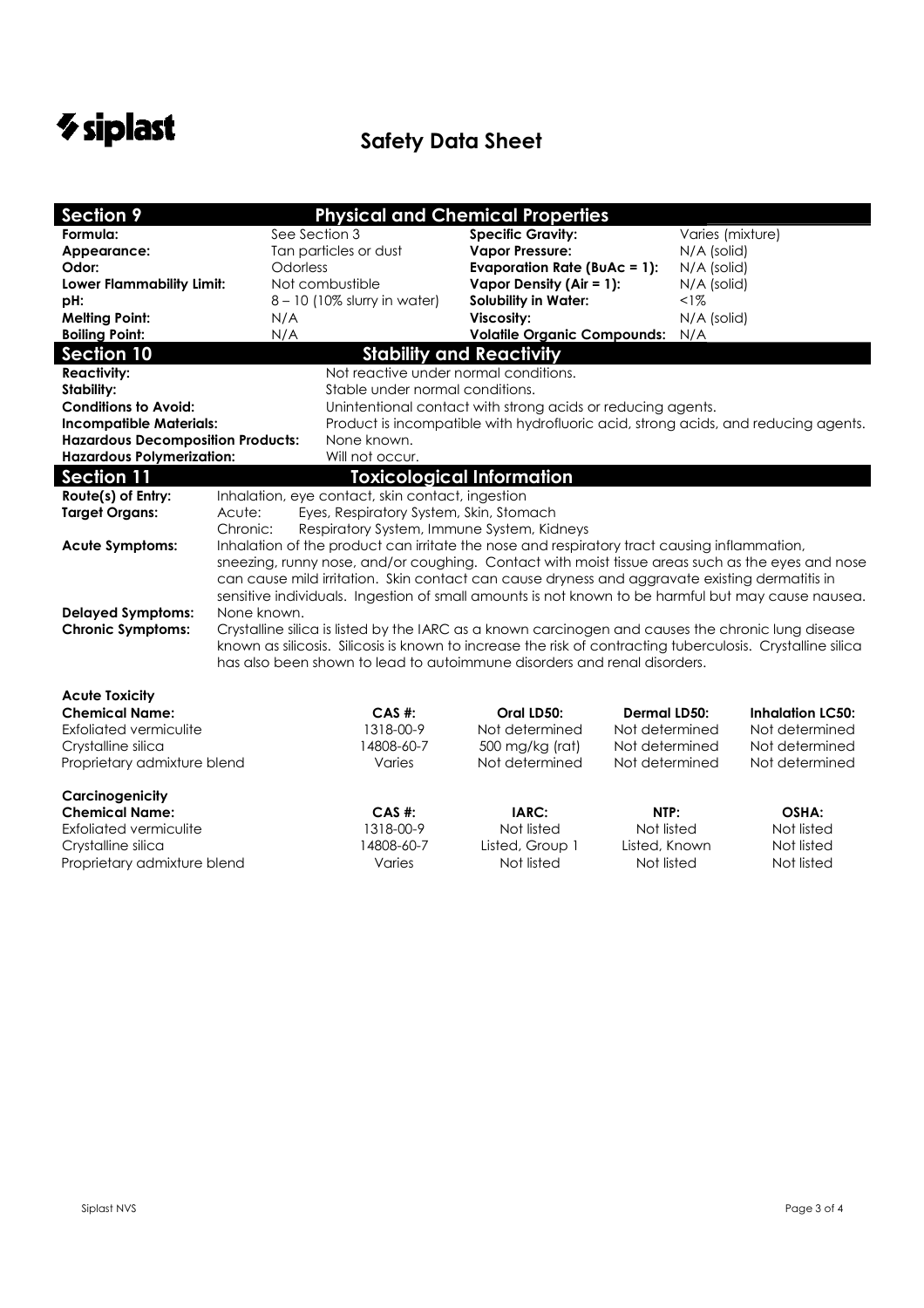# Safety Data Sheet

## Section 9 — Physical and Chemical Properties

| | | | |
|---|---|---|---|
| **Formula:** | See Section 3 | **Specific Gravity:** | Varies (mixture) |
| **Appearance:** | Tan particles or dust | **Vapor Pressure:** | N/A (solid) |
| **Odor:** | Odorless | **Evaporation Rate (BuAc = 1):** | N/A (solid) |
| **Lower Flammability Limit:** | Not combustible | **Vapor Density (Air = 1):** | N/A (solid) |
| **pH:** | 8 – 10 (10% slurry in water) | **Solubility in Water:** | <1% |
| **Melting Point:** | N/A | **Viscosity:** | N/A (solid) |
| **Boiling Point:** | N/A | **Volatile Organic Compounds:** | N/A |

## Section 10 — Stability and Reactivity

**Reactivity:** Not reactive under normal conditions.

**Stability:** Stable under normal conditions.

**Conditions to Avoid:** Unintentional contact with strong acids or reducing agents.

**Incompatible Materials:** Product is incompatible with hydrofluoric acid, strong acids, and reducing agents.

**Hazardous Decomposition Products:** None known.

**Hazardous Polymerization:** Will not occur.

## Section 11 — Toxicological Information

**Route(s) of Entry:** Inhalation, eye contact, skin contact, ingestion

**Target Organs:**
- Acute: Eyes, Respiratory System, Skin, Stomach
- Chronic: Respiratory System, Immune System, Kidneys

**Acute Symptoms:** Inhalation of the product can irritate the nose and respiratory tract causing inflammation, sneezing, runny nose, and/or coughing. Contact with moist tissue areas such as the eyes and nose can cause mild irritation. Skin contact can cause dryness and aggravate existing dermatitis in sensitive individuals. Ingestion of small amounts is not known to be harmful but may cause nausea.

**Delayed Symptoms:** None known.

**Chronic Symptoms:** Crystalline silica is listed by the IARC as a known carcinogen and causes the chronic lung disease known as silicosis. Silicosis is known to increase the risk of contracting tuberculosis. Crystalline silica has also been shown to lead to autoimmune disorders and renal disorders.

**Acute Toxicity**

| Chemical Name: | CAS #: | Oral LD50: | Dermal LD50: | Inhalation LC50: |
|---|---|---|---|---|
| Exfoliated vermiculite | 1318-00-9 | Not determined | Not determined | Not determined |
| Crystalline silica | 14808-60-7 | 500 mg/kg (rat) | Not determined | Not determined |
| Proprietary admixture blend | Varies | Not determined | Not determined | Not determined |

**Carcinogenicity**

| Chemical Name: | CAS #: | IARC: | NTP: | OSHA: |
|---|---|---|---|---|
| Exfoliated vermiculite | 1318-00-9 | Not listed | Not listed | Not listed |
| Crystalline silica | 14808-60-7 | Listed, Group 1 | Listed, Known | Not listed |
| Proprietary admixture blend | Varies | Not listed | Not listed | Not listed |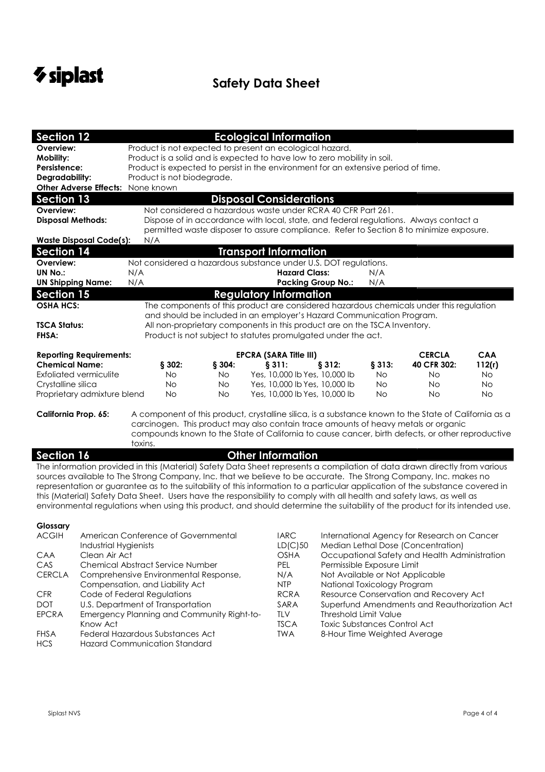# Safety Data Sheet

## Section 12 — Ecological Information

**Overview:** Product is not expected to present an ecological hazard.
**Mobility:** Product is a solid and is expected to have low to zero mobility in soil.
**Persistence:** Product is expected to persist in the environment for an extensive period of time.
**Degradability:** Product is not biodegrade.
**Other Adverse Effects:** None known

## Section 13 — Disposal Considerations

**Overview:** Not considered a hazardous waste under RCRA 40 CFR Part 261.
**Disposal Methods:** Dispose of in accordance with local, state, and federal regulations. Always contact a permitted waste disposer to assure compliance. Refer to Section 8 to minimize exposure.
**Waste Disposal Code(s):** N/A

## Section 14 — Transport Information

**Overview:** Not considered a hazardous substance under U.S. DOT regulations.

| | | | |
|---|---|---|---|
| **UN No.:** | N/A | **Hazard Class:** | N/A |
| **UN Shipping Name:** | N/A | **Packing Group No.:** | N/A |

## Section 15 — Regulatory Information

**OSHA HCS:** The components of this product are considered hazardous chemicals under this regulation and should be included in an employer's Hazard Communication Program.
**TSCA Status:** All non-proprietary components in this product are on the TSCA Inventory.
**FHSA:** Product is not subject to statutes promulgated under the act.

| **Reporting Requirements:** | EPCRA (SARA Title III) | | | | | CERCLA | CAA |
|---|---|---|---|---|---|---|---|
| **Chemical Name:** | **§ 302:** | **§ 304:** | **§ 311:** | **§ 312:** | **§ 313:** | **40 CFR 302:** | **112(r)** |
| Exfoliated vermiculite | No | No | Yes, 10,000 lb | Yes, 10,000 lb | No | No | No |
| Crystalline silica | No | No | Yes, 10,000 lb | Yes, 10,000 lb | No | No | No |
| Proprietary admixture blend | No | No | Yes, 10,000 lb | Yes, 10,000 lb | No | No | No |

**California Prop. 65:** A component of this product, crystalline silica, is a substance known to the State of California as a carcinogen. This product may also contain trace amounts of heavy metals or organic compounds known to the State of California to cause cancer, birth defects, or other reproductive toxins.

## Section 16 — Other Information

The information provided in this (Material) Safety Data Sheet represents a compilation of data drawn directly from various sources available to The Strong Company, Inc. that we believe to be accurate. The Strong Company, Inc. makes no representation or guarantee as to the suitability of this information to a particular application of the substance covered in this (Material) Safety Data Sheet. Users have the responsibility to comply with all health and safety laws, as well as environmental regulations when using this product, and should determine the suitability of the product for its intended use.

**Glossary**

| | | | |
|---|---|---|---|
| ACGIH | American Conference of Governmental Industrial Hygienists | IARC | International Agency for Research on Cancer |
| CAA | Clean Air Act | LD(C)50 | Median Lethal Dose (Concentration) |
| CAS | Chemical Abstract Service Number | OSHA | Occupational Safety and Health Administration |
| CERCLA | Comprehensive Environmental Response, Compensation, and Liability Act | PEL | Permissible Exposure Limit |
| CFR | Code of Federal Regulations | N/A | Not Available or Not Applicable |
| DOT | U.S. Department of Transportation | NTP | National Toxicology Program |
| EPCRA | Emergency Planning and Community Right-to-Know Act | RCRA | Resource Conservation and Recovery Act |
| FHSA | Federal Hazardous Substances Act | SARA | Superfund Amendments and Reauthorization Act |
| HCS | Hazard Communication Standard | TLV | Threshold Limit Value |
| | | TSCA | Toxic Substances Control Act |
| | | TWA | 8-Hour Time Weighted Average |

Siplast NVS